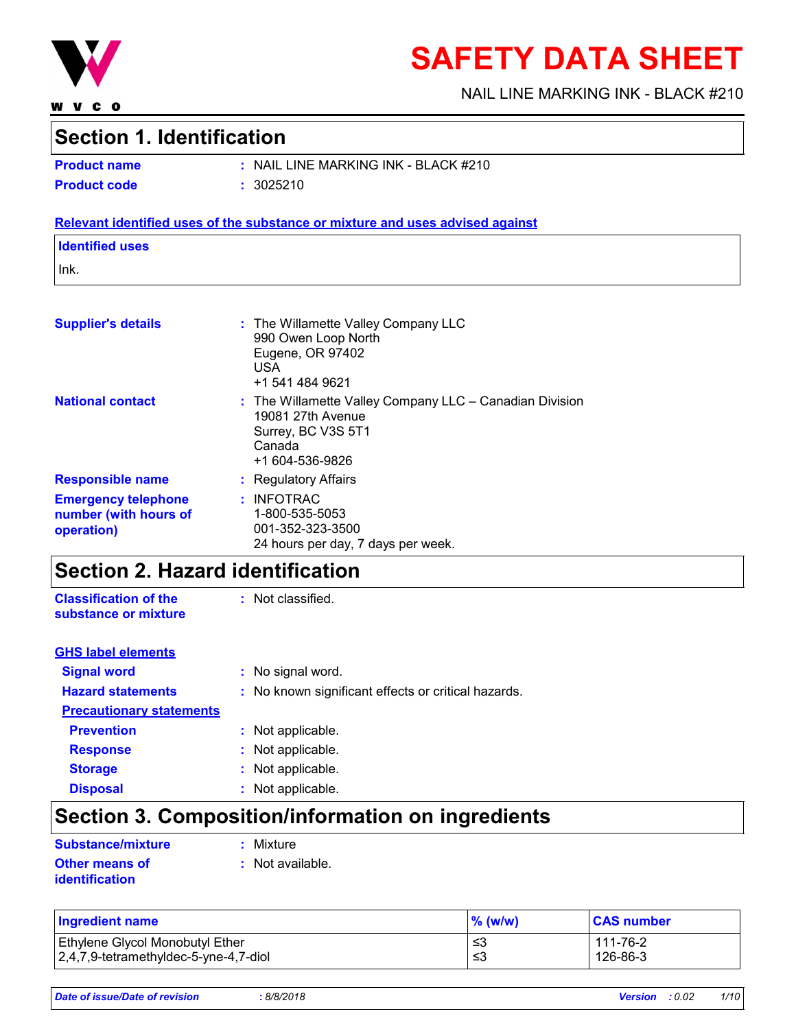# SAFETY DATA SHEET

NAIL LINE MARKING INK - BLACK #210

## Section 1. Identification

**Product name** : NAIL LINE MARKING INK - BLACK #210

**Product code** : 3025210

**Relevant identified uses of the substance or mixture and uses advised against**

**Identified uses**

Ink.

**Supplier's details** : The Willamette Valley Company LLC
990 Owen Loop North
Eugene, OR 97402
USA
+1 541 484 9621

**National contact** : The Willamette Valley Company LLC – Canadian Division
19081 27th Avenue
Surrey, BC V3S 5T1
Canada
+1 604-536-9826

**Responsible name** : Regulatory Affairs

**Emergency telephone number (with hours of operation)** : INFOTRAC
1-800-535-5053
001-352-323-3500
24 hours per day, 7 days per week.

## Section 2. Hazard identification

**Classification of the substance or mixture** : Not classified.

**GHS label elements**

**Signal word** : No signal word.

**Hazard statements** : No known significant effects or critical hazards.

**Precautionary statements**

**Prevention** : Not applicable.

**Response** : Not applicable.

**Storage** : Not applicable.

**Disposal** : Not applicable.

## Section 3. Composition/information on ingredients

**Substance/mixture** : Mixture

**Other means of identification** : Not available.

| Ingredient name | % (w/w) | CAS number |
|---|---|---|
| Ethylene Glycol Monobutyl Ether | ≤3 | 111-76-2 |
| 2,4,7,9-tetramethyldec-5-yne-4,7-diol | ≤3 | 126-86-3 |

*Date of issue/Date of revision* : *8/8/2018* *Version* : *0.02*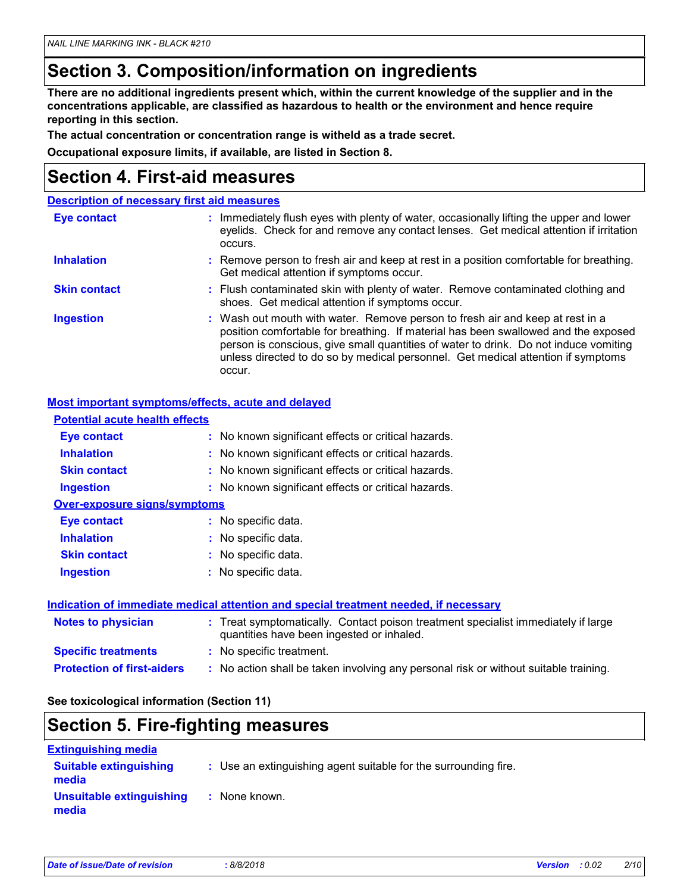## Section 3. Composition/information on ingredients

**There are no additional ingredients present which, within the current knowledge of the supplier and in the concentrations applicable, are classified as hazardous to health or the environment and hence require reporting in this section.**

**The actual concentration or concentration range is witheld as a trade secret.**

**Occupational exposure limits, if available, are listed in Section 8.**

## Section 4. First-aid measures

### Description of necessary first aid measures

**Eye contact** : Immediately flush eyes with plenty of water, occasionally lifting the upper and lower eyelids. Check for and remove any contact lenses. Get medical attention if irritation occurs.

**Inhalation** : Remove person to fresh air and keep at rest in a position comfortable for breathing. Get medical attention if symptoms occur.

**Skin contact** : Flush contaminated skin with plenty of water. Remove contaminated clothing and shoes. Get medical attention if symptoms occur.

**Ingestion** : Wash out mouth with water. Remove person to fresh air and keep at rest in a position comfortable for breathing. If material has been swallowed and the exposed person is conscious, give small quantities of water to drink. Do not induce vomiting unless directed to do so by medical personnel. Get medical attention if symptoms occur.

### Most important symptoms/effects, acute and delayed

#### Potential acute health effects

**Eye contact** : No known significant effects or critical hazards.

**Inhalation** : No known significant effects or critical hazards.

**Skin contact** : No known significant effects or critical hazards.

**Ingestion** : No known significant effects or critical hazards.

#### Over-exposure signs/symptoms

**Eye contact** : No specific data.

**Inhalation** : No specific data.

**Skin contact** : No specific data.

**Ingestion** : No specific data.

### Indication of immediate medical attention and special treatment needed, if necessary

**Notes to physician** : Treat symptomatically. Contact poison treatment specialist immediately if large quantities have been ingested or inhaled.

**Specific treatments** : No specific treatment.

**Protection of first-aiders** : No action shall be taken involving any personal risk or without suitable training.

**See toxicological information (Section 11)**

## Section 5. Fire-fighting measures

### Extinguishing media

**Suitable extinguishing media** : Use an extinguishing agent suitable for the surrounding fire.

**Unsuitable extinguishing media** : None known.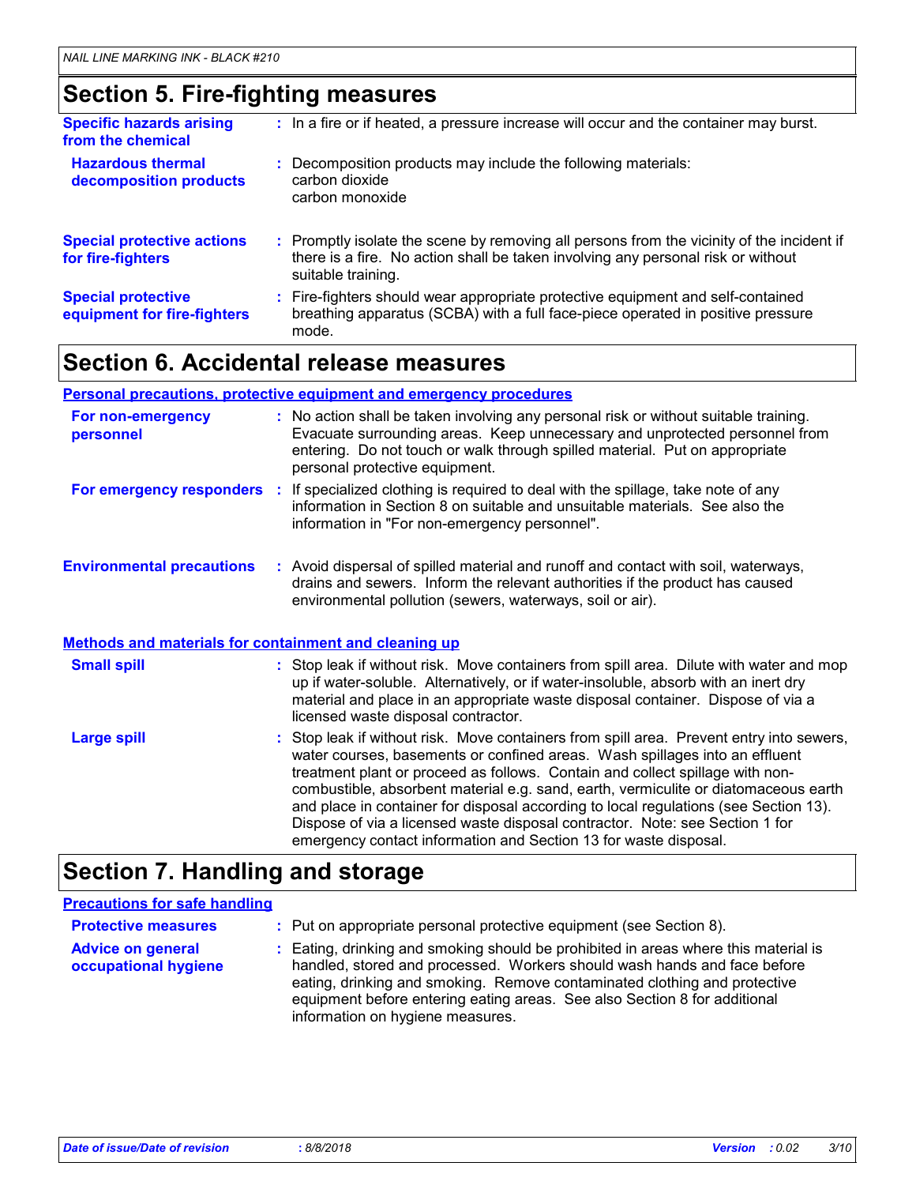## Section 5. Fire-fighting measures

**Specific hazards arising from the chemical** : In a fire or if heated, a pressure increase will occur and the container may burst.

**Hazardous thermal decomposition products** : Decomposition products may include the following materials:
carbon dioxide
carbon monoxide

**Special protective actions for fire-fighters** : Promptly isolate the scene by removing all persons from the vicinity of the incident if there is a fire. No action shall be taken involving any personal risk or without suitable training.

**Special protective equipment for fire-fighters** : Fire-fighters should wear appropriate protective equipment and self-contained breathing apparatus (SCBA) with a full face-piece operated in positive pressure mode.

## Section 6. Accidental release measures

### Personal precautions, protective equipment and emergency procedures

**For non-emergency personnel** : No action shall be taken involving any personal risk or without suitable training. Evacuate surrounding areas. Keep unnecessary and unprotected personnel from entering. Do not touch or walk through spilled material. Put on appropriate personal protective equipment.

**For emergency responders** : If specialized clothing is required to deal with the spillage, take note of any information in Section 8 on suitable and unsuitable materials. See also the information in "For non-emergency personnel".

**Environmental precautions** : Avoid dispersal of spilled material and runoff and contact with soil, waterways, drains and sewers. Inform the relevant authorities if the product has caused environmental pollution (sewers, waterways, soil or air).

### Methods and materials for containment and cleaning up

**Small spill** : Stop leak if without risk. Move containers from spill area. Dilute with water and mop up if water-soluble. Alternatively, or if water-insoluble, absorb with an inert dry material and place in an appropriate waste disposal container. Dispose of via a licensed waste disposal contractor.

**Large spill** : Stop leak if without risk. Move containers from spill area. Prevent entry into sewers, water courses, basements or confined areas. Wash spillages into an effluent treatment plant or proceed as follows. Contain and collect spillage with non-combustible, absorbent material e.g. sand, earth, vermiculite or diatomaceous earth and place in container for disposal according to local regulations (see Section 13). Dispose of via a licensed waste disposal contractor. Note: see Section 1 for emergency contact information and Section 13 for waste disposal.

## Section 7. Handling and storage

### Precautions for safe handling

**Protective measures** : Put on appropriate personal protective equipment (see Section 8).

**Advice on general occupational hygiene** : Eating, drinking and smoking should be prohibited in areas where this material is handled, stored and processed. Workers should wash hands and face before eating, drinking and smoking. Remove contaminated clothing and protective equipment before entering eating areas. See also Section 8 for additional information on hygiene measures.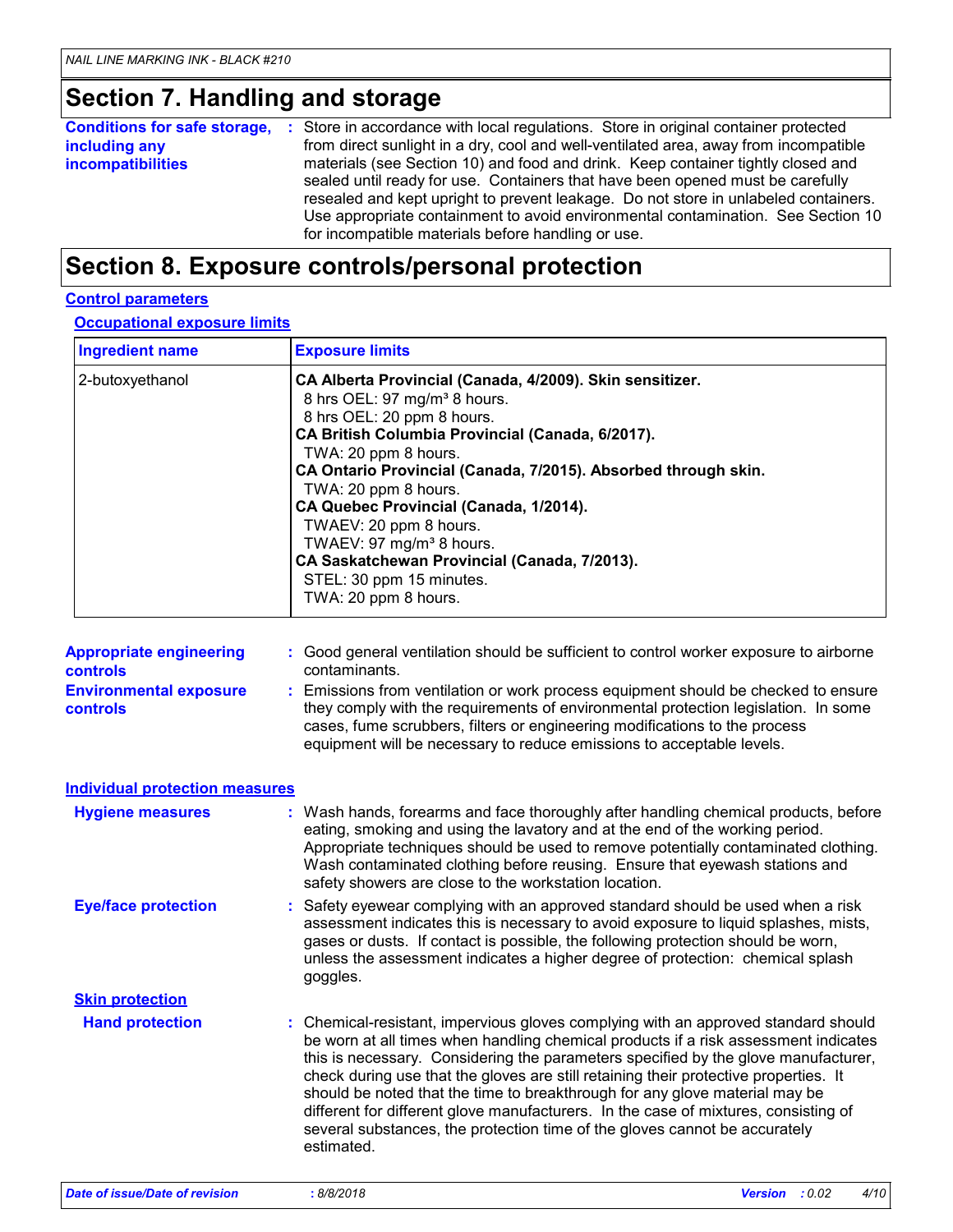## Section 7. Handling and storage

**Conditions for safe storage, including any incompatibilities** : Store in accordance with local regulations. Store in original container protected from direct sunlight in a dry, cool and well-ventilated area, away from incompatible materials (see Section 10) and food and drink. Keep container tightly closed and sealed until ready for use. Containers that have been opened must be carefully resealed and kept upright to prevent leakage. Do not store in unlabeled containers. Use appropriate containment to avoid environmental contamination. See Section 10 for incompatible materials before handling or use.

## Section 8. Exposure controls/personal protection

### Control parameters

#### Occupational exposure limits

| Ingredient name | Exposure limits |
|---|---|
| 2-butoxyethanol | **CA Alberta Provincial (Canada, 4/2009). Skin sensitizer.**<br>8 hrs OEL: 97 mg/m³ 8 hours.<br>8 hrs OEL: 20 ppm 8 hours.<br>**CA British Columbia Provincial (Canada, 6/2017).**<br>TWA: 20 ppm 8 hours.<br>**CA Ontario Provincial (Canada, 7/2015). Absorbed through skin.**<br>TWA: 20 ppm 8 hours.<br>**CA Quebec Provincial (Canada, 1/2014).**<br>TWAEV: 20 ppm 8 hours.<br>TWAEV: 97 mg/m³ 8 hours.<br>**CA Saskatchewan Provincial (Canada, 7/2013).**<br>STEL: 30 ppm 15 minutes.<br>TWA: 20 ppm 8 hours. |

**Appropriate engineering controls** : Good general ventilation should be sufficient to control worker exposure to airborne contaminants.

**Environmental exposure controls** : Emissions from ventilation or work process equipment should be checked to ensure they comply with the requirements of environmental protection legislation. In some cases, fume scrubbers, filters or engineering modifications to the process equipment will be necessary to reduce emissions to acceptable levels.

### Individual protection measures

**Hygiene measures** : Wash hands, forearms and face thoroughly after handling chemical products, before eating, smoking and using the lavatory and at the end of the working period. Appropriate techniques should be used to remove potentially contaminated clothing. Wash contaminated clothing before reusing. Ensure that eyewash stations and safety showers are close to the workstation location.

**Eye/face protection** : Safety eyewear complying with an approved standard should be used when a risk assessment indicates this is necessary to avoid exposure to liquid splashes, mists, gases or dusts. If contact is possible, the following protection should be worn, unless the assessment indicates a higher degree of protection: chemical splash goggles.

#### Skin protection

**Hand protection** : Chemical-resistant, impervious gloves complying with an approved standard should be worn at all times when handling chemical products if a risk assessment indicates this is necessary. Considering the parameters specified by the glove manufacturer, check during use that the gloves are still retaining their protective properties. It should be noted that the time to breakthrough for any glove material may be different for different glove manufacturers. In the case of mixtures, consisting of several substances, the protection time of the gloves cannot be accurately estimated.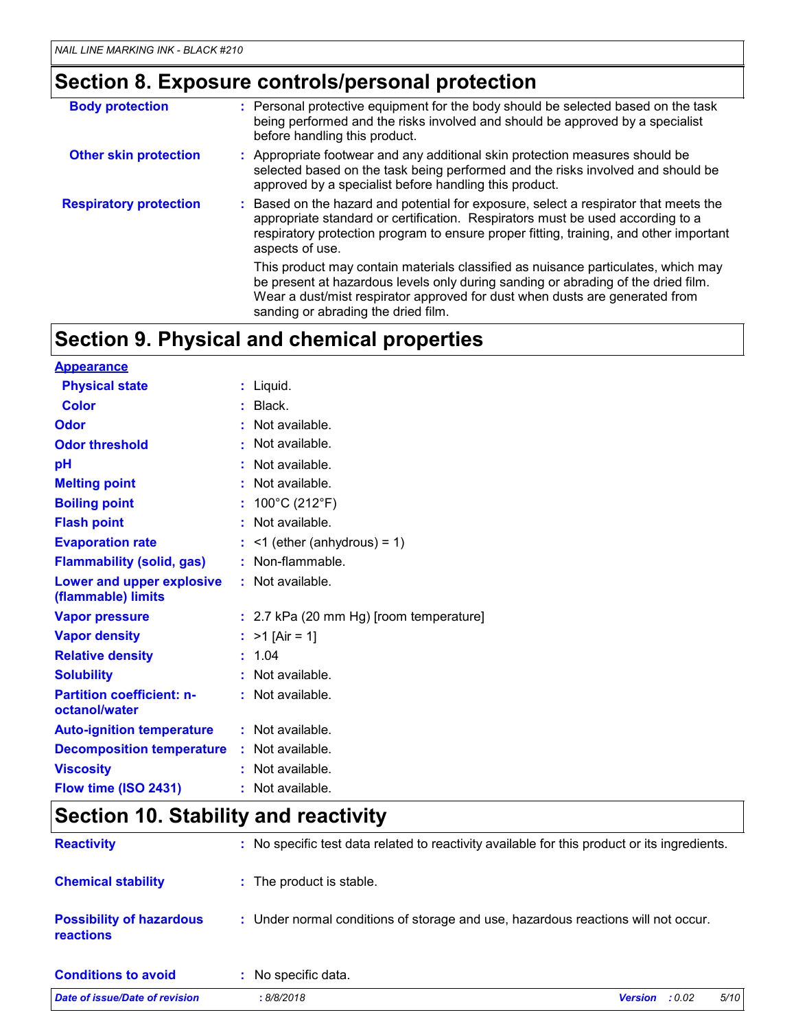## Section 8. Exposure controls/personal protection

| | |
|---|---|
| **Body protection** | : Personal protective equipment for the body should be selected based on the task being performed and the risks involved and should be approved by a specialist before handling this product. |
| **Other skin protection** | : Appropriate footwear and any additional skin protection measures should be selected based on the task being performed and the risks involved and should be approved by a specialist before handling this product. |
| **Respiratory protection** | : Based on the hazard and potential for exposure, select a respirator that meets the appropriate standard or certification. Respirators must be used according to a respiratory protection program to ensure proper fitting, training, and other important aspects of use. This product may contain materials classified as nuisance particulates, which may be present at hazardous levels only during sanding or abrading of the dried film. Wear a dust/mist respirator approved for dust when dusts are generated from sanding or abrading the dried film. |

## Section 9. Physical and chemical properties

**Appearance**

| | |
|---|---|
| **Physical state** | : Liquid. |
| **Color** | : Black. |
| **Odor** | : Not available. |
| **Odor threshold** | : Not available. |
| **pH** | : Not available. |
| **Melting point** | : Not available. |
| **Boiling point** | : 100°C (212°F) |
| **Flash point** | : Not available. |
| **Evaporation rate** | : <1 (ether (anhydrous) = 1) |
| **Flammability (solid, gas)** | : Non-flammable. |
| **Lower and upper explosive (flammable) limits** | : Not available. |
| **Vapor pressure** | : 2.7 kPa (20 mm Hg) [room temperature] |
| **Vapor density** | : >1 [Air = 1] |
| **Relative density** | : 1.04 |
| **Solubility** | : Not available. |
| **Partition coefficient: n-octanol/water** | : Not available. |
| **Auto-ignition temperature** | : Not available. |
| **Decomposition temperature** | : Not available. |
| **Viscosity** | : Not available. |
| **Flow time (ISO 2431)** | : Not available. |

## Section 10. Stability and reactivity

| | |
|---|---|
| **Reactivity** | : No specific test data related to reactivity available for this product or its ingredients. |
| **Chemical stability** | : The product is stable. |
| **Possibility of hazardous reactions** | : Under normal conditions of storage and use, hazardous reactions will not occur. |
| **Conditions to avoid** | : No specific data. |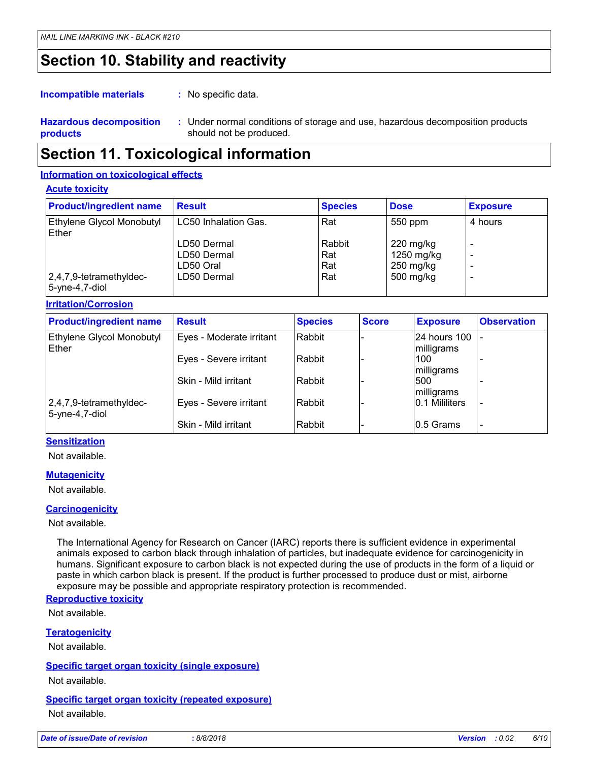## Section 10. Stability and reactivity

**Incompatible materials** : No specific data.

**Hazardous decomposition products** : Under normal conditions of storage and use, hazardous decomposition products should not be produced.

## Section 11. Toxicological information

### Information on toxicological effects

#### Acute toxicity

| Product/ingredient name | Result | Species | Dose | Exposure |
|---|---|---|---|---|
| Ethylene Glycol Monobutyl Ether | LC50 Inhalation Gas. | Rat | 550 ppm | 4 hours |
| | LD50 Dermal | Rabbit | 220 mg/kg | - |
| | LD50 Dermal | Rat | 1250 mg/kg | - |
| | LD50 Oral | Rat | 250 mg/kg | - |
| 2,4,7,9-tetramethyldec-5-yne-4,7-diol | LD50 Dermal | Rat | 500 mg/kg | - |

#### Irritation/Corrosion

| Product/ingredient name | Result | Species | Score | Exposure | Observation |
|---|---|---|---|---|---|
| Ethylene Glycol Monobutyl Ether | Eyes - Moderate irritant | Rabbit | - | 24 hours 100 milligrams | - |
| | Eyes - Severe irritant | Rabbit | - | 100 milligrams | - |
| | Skin - Mild irritant | Rabbit | - | 500 milligrams | - |
| 2,4,7,9-tetramethyldec-5-yne-4,7-diol | Eyes - Severe irritant | Rabbit | - | 0.1 Mililiters | - |
| | Skin - Mild irritant | Rabbit | - | 0.5 Grams | - |

#### Sensitization

Not available.

#### Mutagenicity

Not available.

#### Carcinogenicity

Not available.

The International Agency for Research on Cancer (IARC) reports there is sufficient evidence in experimental animals exposed to carbon black through inhalation of particles, but inadequate evidence for carcinogenicity in humans. Significant exposure to carbon black is not expected during the use of products in the form of a liquid or paste in which carbon black is present. If the product is further processed to produce dust or mist, airborne exposure may be possible and appropriate respiratory protection is recommended.

#### Reproductive toxicity

Not available.

#### Teratogenicity

Not available.

#### Specific target organ toxicity (single exposure)

Not available.

#### Specific target organ toxicity (repeated exposure)

Not available.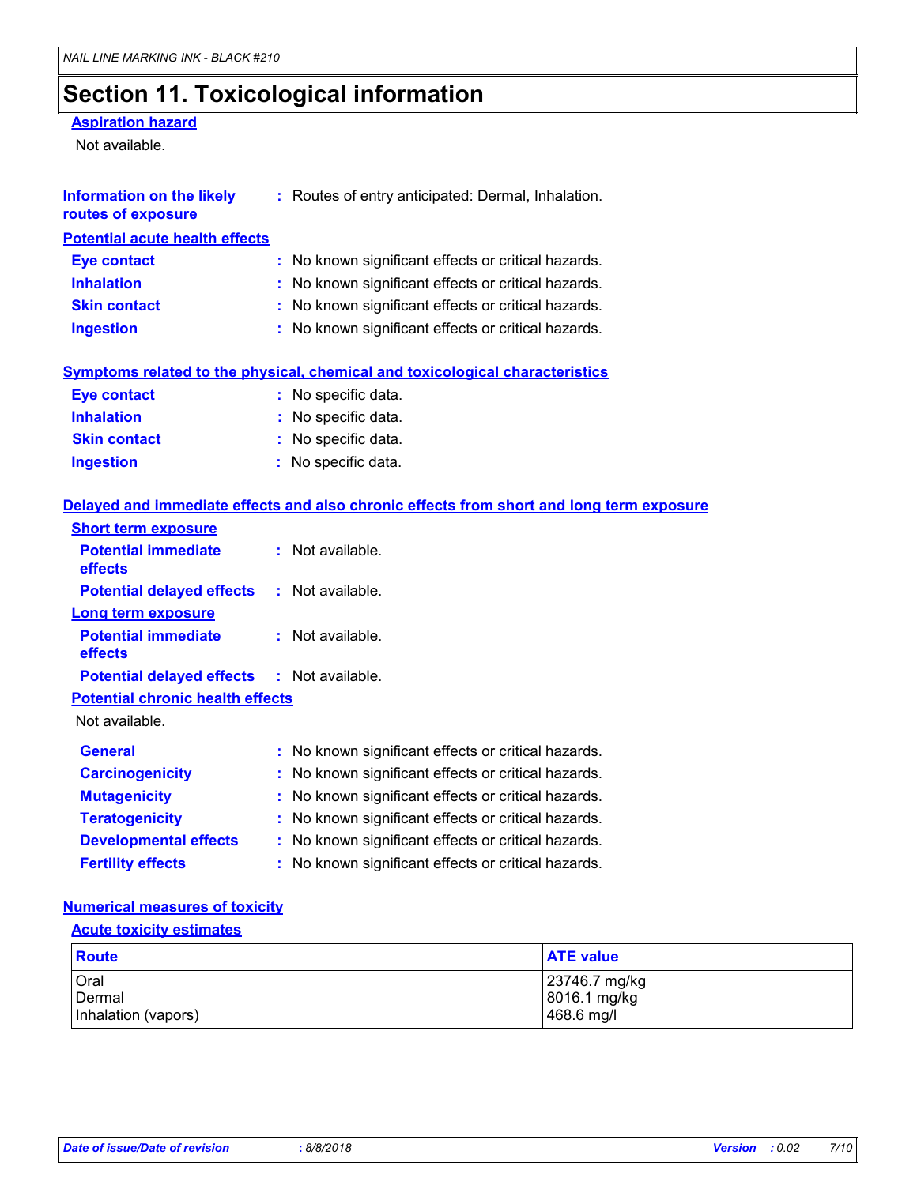# Section 11. Toxicological information

**Aspiration hazard**

Not available.

**Information on the likely routes of exposure** : Routes of entry anticipated: Dermal, Inhalation.

**Potential acute health effects**

**Eye contact** : No known significant effects or critical hazards.
**Inhalation** : No known significant effects or critical hazards.
**Skin contact** : No known significant effects or critical hazards.
**Ingestion** : No known significant effects or critical hazards.

**Symptoms related to the physical, chemical and toxicological characteristics**

**Eye contact** : No specific data.
**Inhalation** : No specific data.
**Skin contact** : No specific data.
**Ingestion** : No specific data.

**Delayed and immediate effects and also chronic effects from short and long term exposure**

**Short term exposure**

**Potential immediate effects** : Not available.
**Potential delayed effects** : Not available.

**Long term exposure**

**Potential immediate effects** : Not available.
**Potential delayed effects** : Not available.

**Potential chronic health effects**

Not available.

**General** : No known significant effects or critical hazards.
**Carcinogenicity** : No known significant effects or critical hazards.
**Mutagenicity** : No known significant effects or critical hazards.
**Teratogenicity** : No known significant effects or critical hazards.
**Developmental effects** : No known significant effects or critical hazards.
**Fertility effects** : No known significant effects or critical hazards.

**Numerical measures of toxicity**

**Acute toxicity estimates**

| Route | ATE value |
|---|---|
| Oral | 23746.7 mg/kg |
| Dermal | 8016.1 mg/kg |
| Inhalation (vapors) | 468.6 mg/l |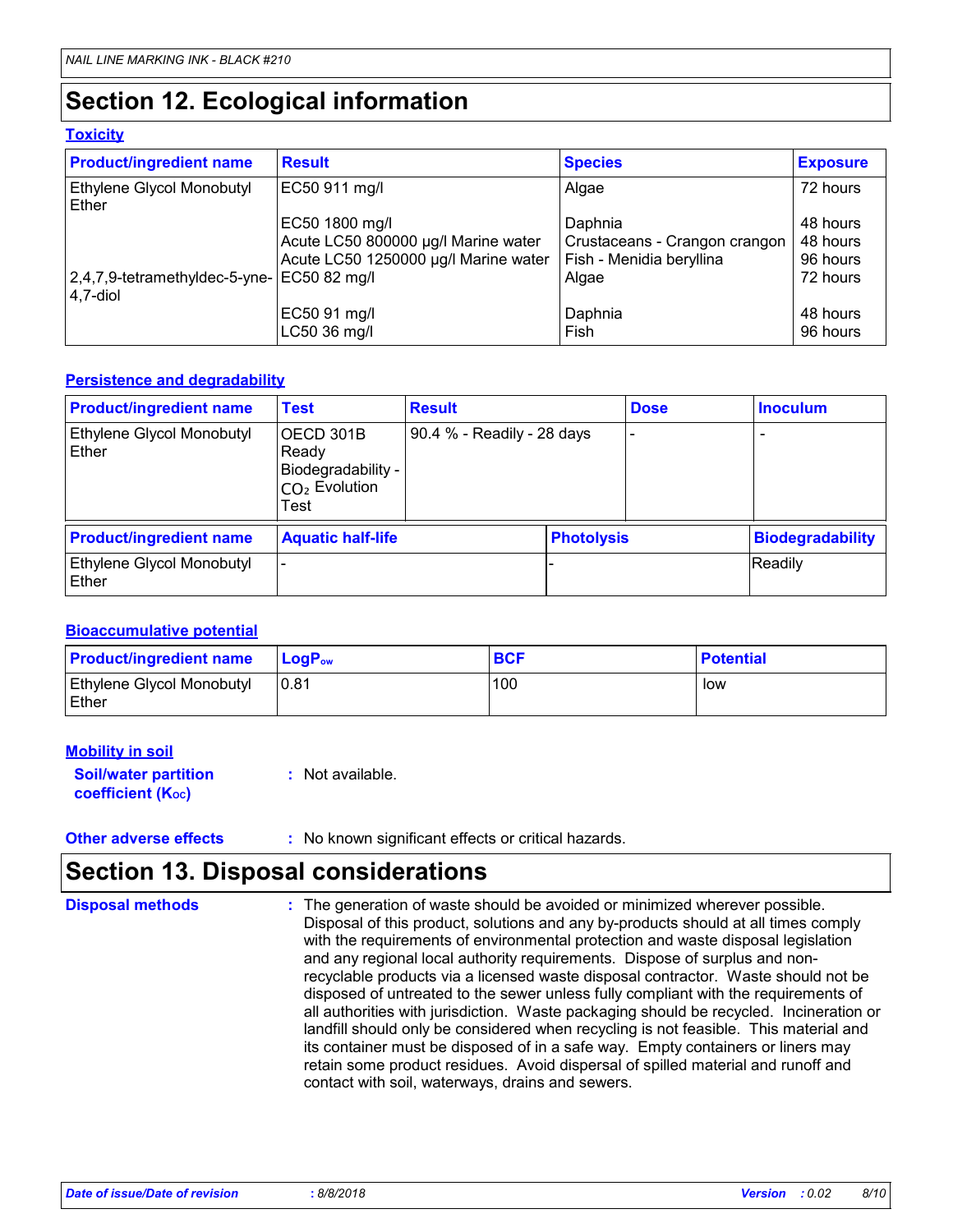# Section 12. Ecological information

### Toxicity

| Product/ingredient name | Result | Species | Exposure |
|---|---|---|---|
| Ethylene Glycol Monobutyl Ether | EC50 911 mg/l | Algae | 72 hours |
| | EC50 1800 mg/l | Daphnia | 48 hours |
| | Acute LC50 800000 µg/l Marine water | Crustaceans - Crangon crangon | 48 hours |
| | Acute LC50 1250000 µg/l Marine water | Fish - Menidia beryllina | 96 hours |
| 2,4,7,9-tetramethyldec-5-yne-4,7-diol | EC50 82 mg/l | Algae | 72 hours |
| | EC50 91 mg/l | Daphnia | 48 hours |
| | LC50 36 mg/l | Fish | 96 hours |

### Persistence and degradability

| Product/ingredient name | Test | Result | Dose | Inoculum |
|---|---|---|---|---|
| Ethylene Glycol Monobutyl Ether | OECD 301B Ready Biodegradability - $CO_2$ Evolution Test | 90.4 % - Readily - 28 days | - | - |

| Product/ingredient name | Aquatic half-life | Photolysis | Biodegradability |
|---|---|---|---|
| Ethylene Glycol Monobutyl Ether | - | - | Readily |

### Bioaccumulative potential

| Product/ingredient name | $LogP_{ow}$ | BCF | Potential |
|---|---|---|---|
| Ethylene Glycol Monobutyl Ether | 0.81 | 100 | low |

### Mobility in soil

**Soil/water partition coefficient ($K_{OC}$)** : Not available.

**Other adverse effects** : No known significant effects or critical hazards.

# Section 13. Disposal considerations

**Disposal methods** : The generation of waste should be avoided or minimized wherever possible. Disposal of this product, solutions and any by-products should at all times comply with the requirements of environmental protection and waste disposal legislation and any regional local authority requirements. Dispose of surplus and non-recyclable products via a licensed waste disposal contractor. Waste should not be disposed of untreated to the sewer unless fully compliant with the requirements of all authorities with jurisdiction. Waste packaging should be recycled. Incineration or landfill should only be considered when recycling is not feasible. This material and its container must be disposed of in a safe way. Empty containers or liners may retain some product residues. Avoid dispersal of spilled material and runoff and contact with soil, waterways, drains and sewers.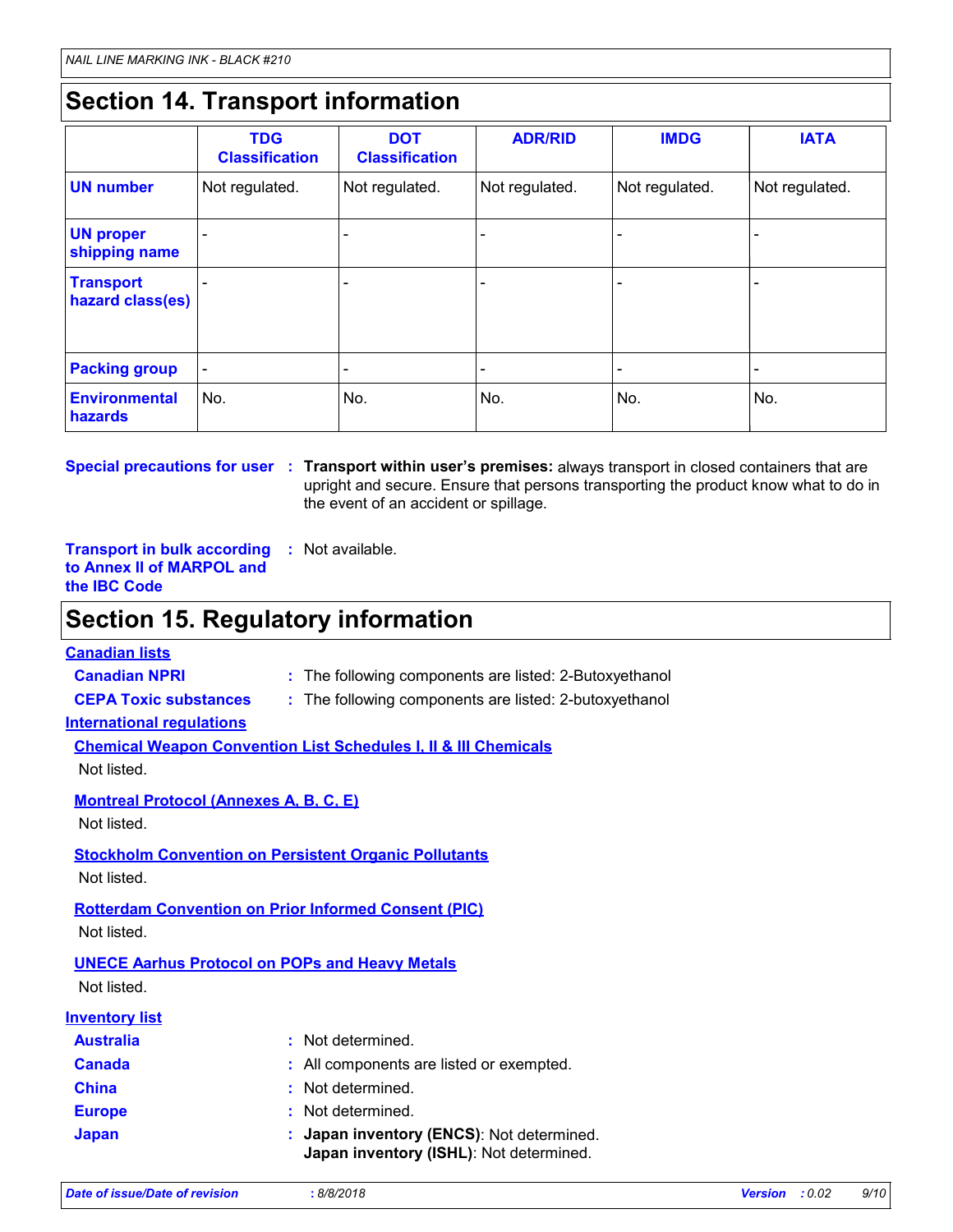## Section 14. Transport information

| | TDG Classification | DOT Classification | ADR/RID | IMDG | IATA |
|---|---|---|---|---|---|
| **UN number** | Not regulated. | Not regulated. | Not regulated. | Not regulated. | Not regulated. |
| **UN proper shipping name** | - | - | - | - | - |
| **Transport hazard class(es)** | - | - | - | - | - |
| **Packing group** | - | - | - | - | - |
| **Environmental hazards** | No. | No. | No. | No. | No. |

**Special precautions for user** : **Transport within user's premises:** always transport in closed containers that are upright and secure. Ensure that persons transporting the product know what to do in the event of an accident or spillage.

**Transport in bulk according to Annex II of MARPOL and the IBC Code** : Not available.

## Section 15. Regulatory information

**Canadian lists**

**Canadian NPRI** : The following components are listed: 2-Butoxyethanol

**CEPA Toxic substances** : The following components are listed: 2-butoxyethanol

**International regulations**

**Chemical Weapon Convention List Schedules I, II & III Chemicals**

Not listed.

**Montreal Protocol (Annexes A, B, C, E)**

Not listed.

**Stockholm Convention on Persistent Organic Pollutants**

Not listed.

**Rotterdam Convention on Prior Informed Consent (PIC)**

Not listed.

**UNECE Aarhus Protocol on POPs and Heavy Metals**

Not listed.

**Inventory list**

**Australia** : Not determined.

**Canada** : All components are listed or exempted.

**China** : Not determined.

**Europe** : Not determined.

**Japan** : **Japan inventory (ENCS)**: Not determined.
**Japan inventory (ISHL)**: Not determined.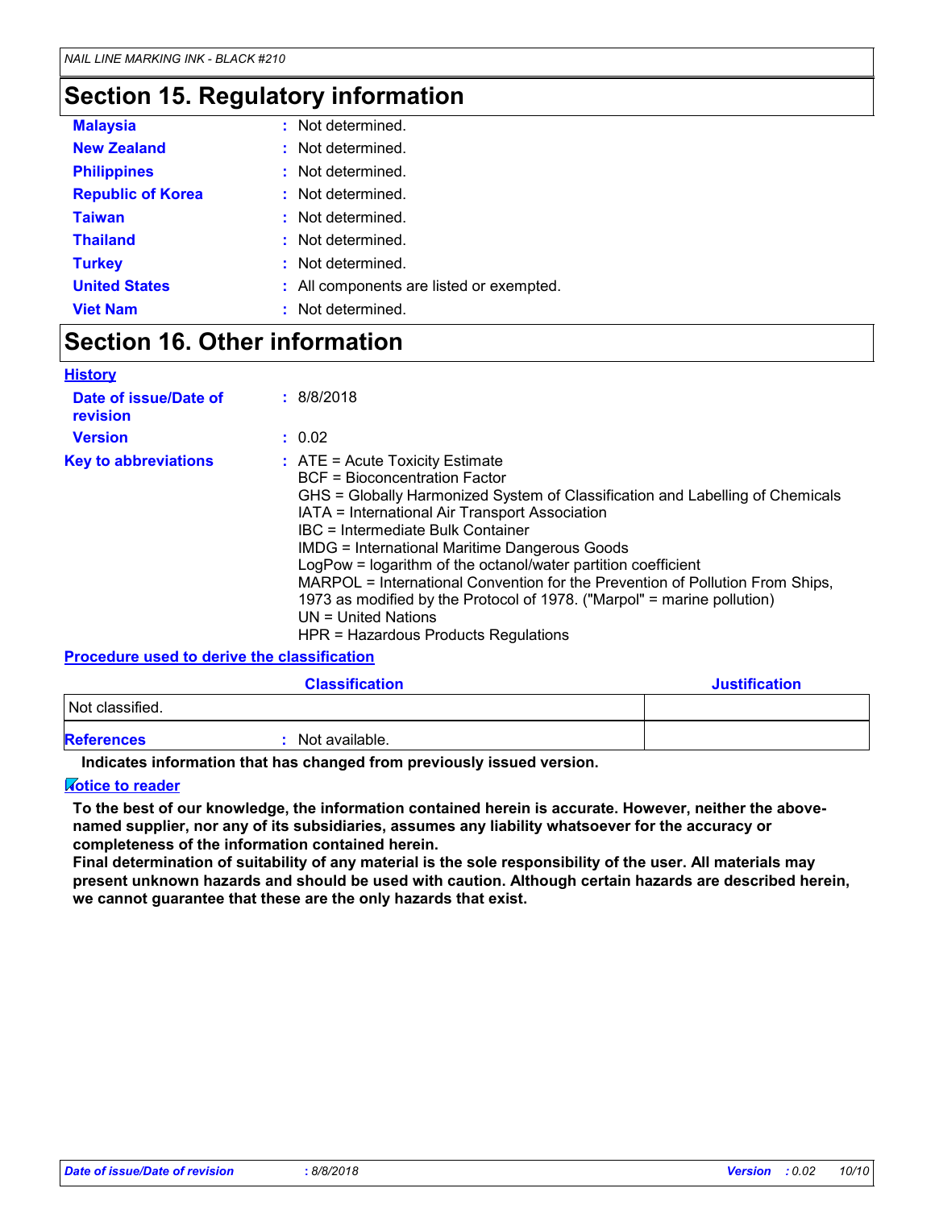## Section 15. Regulatory information

| | |
|---|---|
| **Malaysia** | : Not determined. |
| **New Zealand** | : Not determined. |
| **Philippines** | : Not determined. |
| **Republic of Korea** | : Not determined. |
| **Taiwan** | : Not determined. |
| **Thailand** | : Not determined. |
| **Turkey** | : Not determined. |
| **United States** | : All components are listed or exempted. |
| **Viet Nam** | : Not determined. |

## Section 16. Other information

**History**

**Date of issue/Date of revision** : 8/8/2018

**Version** : 0.02

**Key to abbreviations** :
ATE = Acute Toxicity Estimate
BCF = Bioconcentration Factor
GHS = Globally Harmonized System of Classification and Labelling of Chemicals
IATA = International Air Transport Association
IBC = Intermediate Bulk Container
IMDG = International Maritime Dangerous Goods
LogPow = logarithm of the octanol/water partition coefficient
MARPOL = International Convention for the Prevention of Pollution From Ships, 1973 as modified by the Protocol of 1978. ("Marpol" = marine pollution)
UN = United Nations
HPR = Hazardous Products Regulations

**Procedure used to derive the classification**

| Classification | Justification |
|---|---|
| Not classified. | |

**References** : Not available.

**Indicates information that has changed from previously issued version.**

**Notice to reader**

**To the best of our knowledge, the information contained herein is accurate. However, neither the above-named supplier, nor any of its subsidiaries, assumes any liability whatsoever for the accuracy or completeness of the information contained herein.**
**Final determination of suitability of any material is the sole responsibility of the user. All materials may present unknown hazards and should be used with caution. Although certain hazards are described herein, we cannot guarantee that these are the only hazards that exist.**